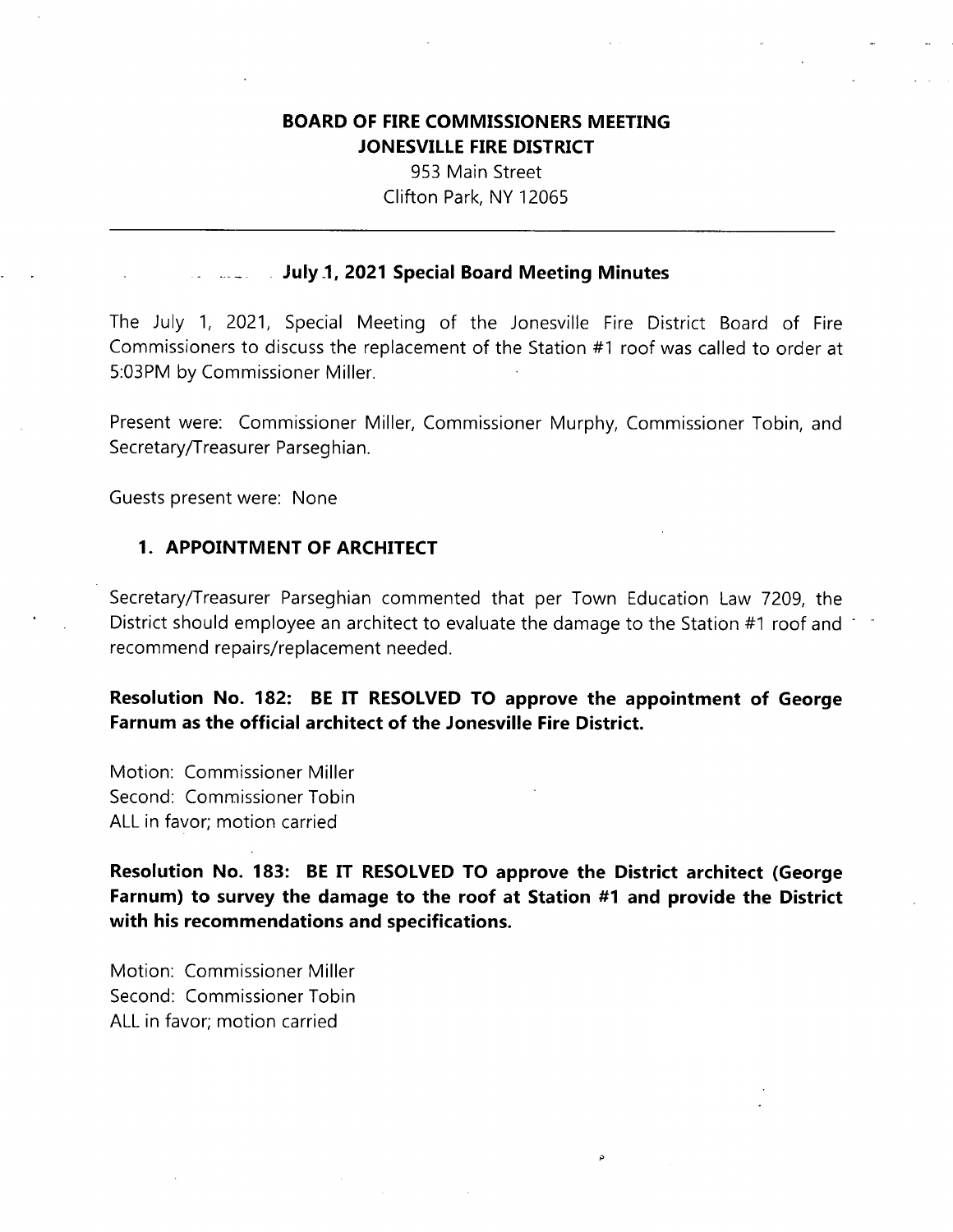# BOARD OF FIRE COMMISSIONERS MEETING
# JONESVILLE FIRE DISTRICT

953 Main Street
Clifton Park, NY 12065

---

## July 1, 2021 Special Board Meeting Minutes

The July 1, 2021, Special Meeting of the Jonesville Fire District Board of Fire Commissioners to discuss the replacement of the Station #1 roof was called to order at 5:03PM by Commissioner Miller.

Present were: Commissioner Miller, Commissioner Murphy, Commissioner Tobin, and Secretary/Treasurer Parseghian.

Guests present were: None

### 1. APPOINTMENT OF ARCHITECT

Secretary/Treasurer Parseghian commented that per Town Education Law 7209, the District should employee an architect to evaluate the damage to the Station #1 roof and recommend repairs/replacement needed.

**Resolution No. 182: BE IT RESOLVED TO approve the appointment of George Farnum as the official architect of the Jonesville Fire District.**

Motion: Commissioner Miller
Second: Commissioner Tobin
ALL in favor; motion carried

**Resolution No. 183: BE IT RESOLVED TO approve the District architect (George Farnum) to survey the damage to the roof at Station #1 and provide the District with his recommendations and specifications.**

Motion: Commissioner Miller
Second: Commissioner Tobin
ALL in favor; motion carried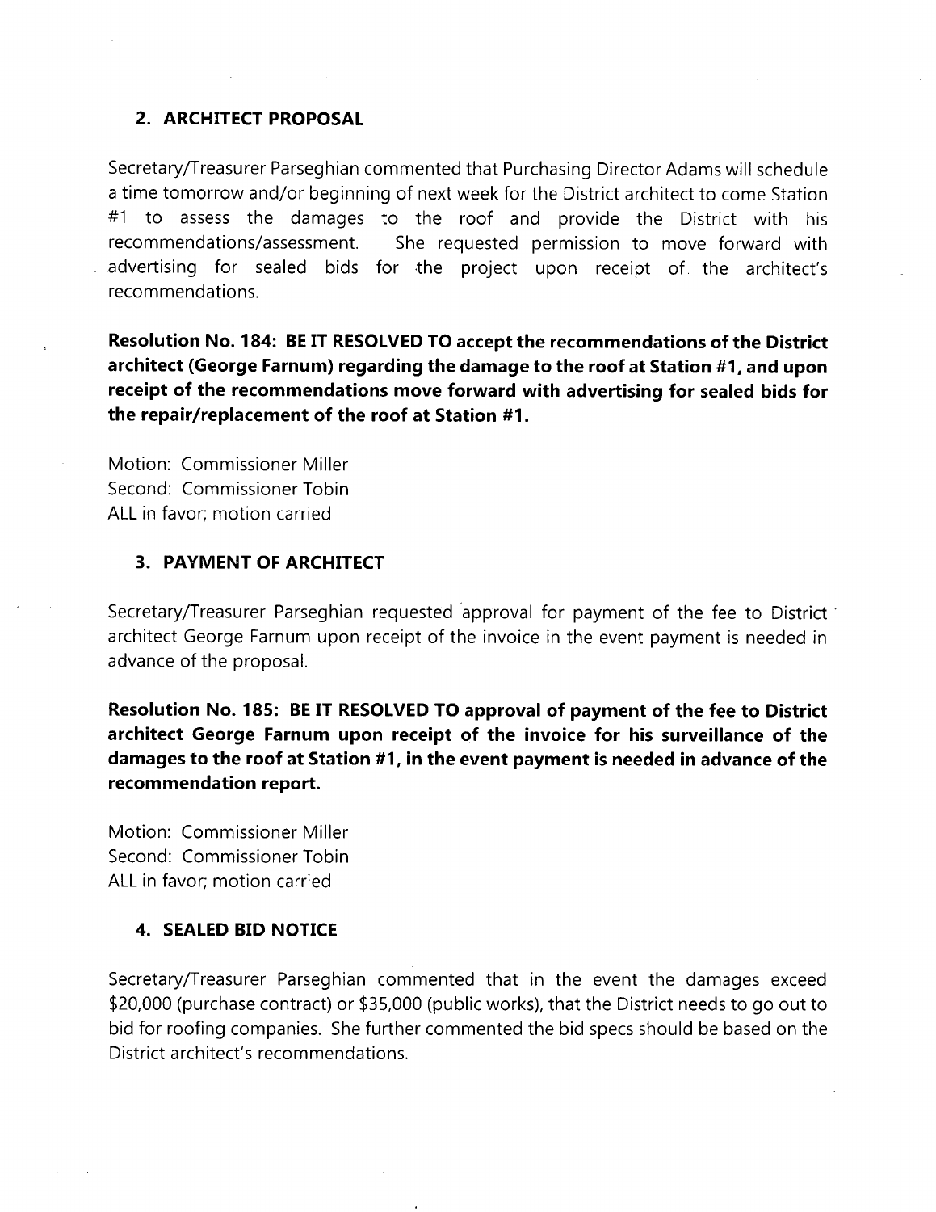## 2. ARCHITECT PROPOSAL

Secretary/Treasurer Parseghian commented that Purchasing Director Adams will schedule a time tomorrow and/or beginning of next week for the District architect to come Station #1 to assess the damages to the roof and provide the District with his recommendations/assessment. She requested permission to move forward with advertising for sealed bids for the project upon receipt of the architect's recommendations.

**Resolution No. 184: BE IT RESOLVED TO accept the recommendations of the District architect (George Farnum) regarding the damage to the roof at Station #1, and upon receipt of the recommendations move forward with advertising for sealed bids for the repair/replacement of the roof at Station #1.**

Motion: Commissioner Miller
Second: Commissioner Tobin
ALL in favor; motion carried

## 3. PAYMENT OF ARCHITECT

Secretary/Treasurer Parseghian requested approval for payment of the fee to District architect George Farnum upon receipt of the invoice in the event payment is needed in advance of the proposal.

**Resolution No. 185: BE IT RESOLVED TO approval of payment of the fee to District architect George Farnum upon receipt of the invoice for his surveillance of the damages to the roof at Station #1, in the event payment is needed in advance of the recommendation report.**

Motion: Commissioner Miller
Second: Commissioner Tobin
ALL in favor; motion carried

## 4. SEALED BID NOTICE

Secretary/Treasurer Parseghian commented that in the event the damages exceed $20,000 (purchase contract) or $35,000 (public works), that the District needs to go out to bid for roofing companies. She further commented the bid specs should be based on the District architect's recommendations.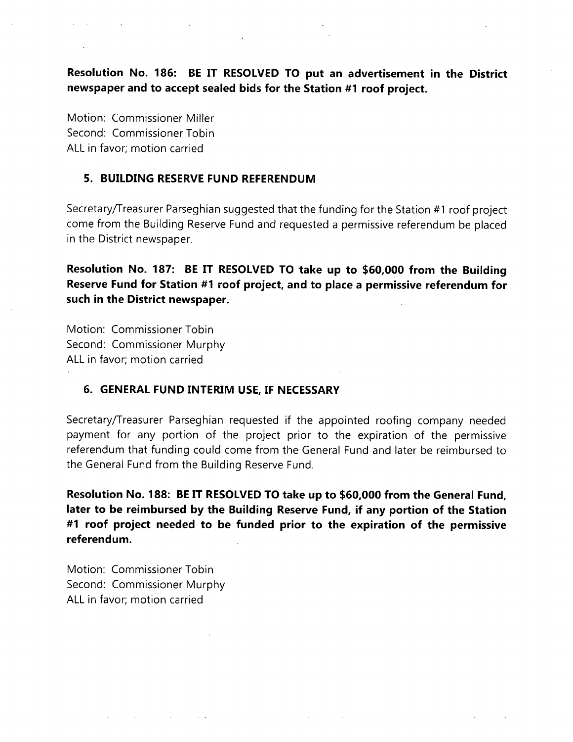**Resolution No. 186: BE IT RESOLVED TO put an advertisement in the District newspaper and to accept sealed bids for the Station #1 roof project.**

Motion: Commissioner Miller
Second: Commissioner Tobin
ALL in favor; motion carried

### 5. BUILDING RESERVE FUND REFERENDUM

Secretary/Treasurer Parseghian suggested that the funding for the Station #1 roof project come from the Building Reserve Fund and requested a permissive referendum be placed in the District newspaper.

**Resolution No. 187: BE IT RESOLVED TO take up to $60,000 from the Building Reserve Fund for Station #1 roof project, and to place a permissive referendum for such in the District newspaper.**

Motion: Commissioner Tobin
Second: Commissioner Murphy
ALL in favor; motion carried

### 6. GENERAL FUND INTERIM USE, IF NECESSARY

Secretary/Treasurer Parseghian requested if the appointed roofing company needed payment for any portion of the project prior to the expiration of the permissive referendum that funding could come from the General Fund and later be reimbursed to the General Fund from the Building Reserve Fund.

**Resolution No. 188: BE IT RESOLVED TO take up to $60,000 from the General Fund, later to be reimbursed by the Building Reserve Fund, if any portion of the Station #1 roof project needed to be funded prior to the expiration of the permissive referendum.**

Motion: Commissioner Tobin
Second: Commissioner Murphy
ALL in favor; motion carried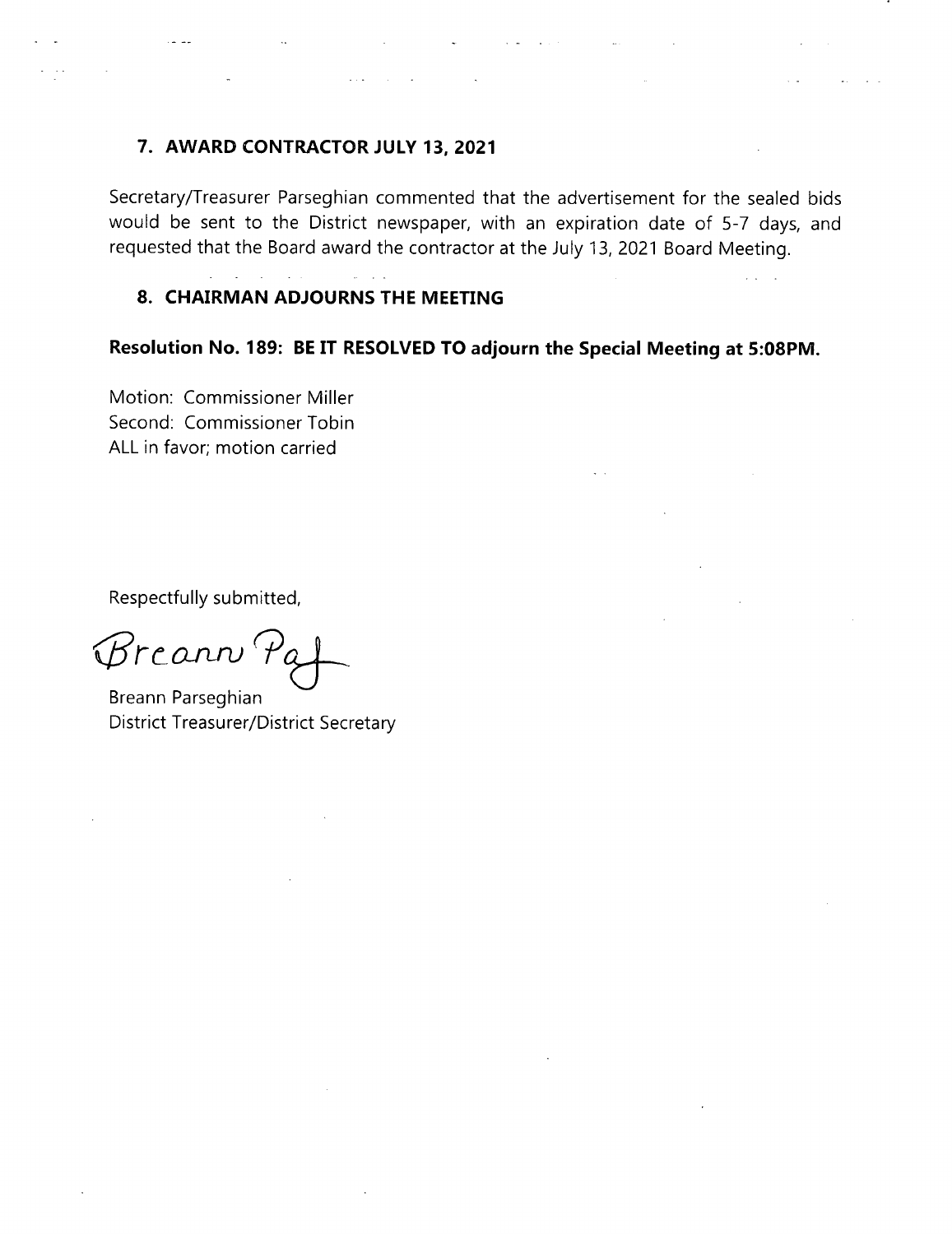## 7. AWARD CONTRACTOR JULY 13, 2021

Secretary/Treasurer Parseghian commented that the advertisement for the sealed bids would be sent to the District newspaper, with an expiration date of 5-7 days, and requested that the Board award the contractor at the July 13, 2021 Board Meeting.

## 8. CHAIRMAN ADJOURNS THE MEETING

**Resolution No. 189: BE IT RESOLVED TO adjourn the Special Meeting at 5:08PM.**

Motion: Commissioner Miller
Second: Commissioner Tobin
ALL in favor; motion carried

Respectfully submitted,

Breann Par

Breann Parseghian
District Treasurer/District Secretary